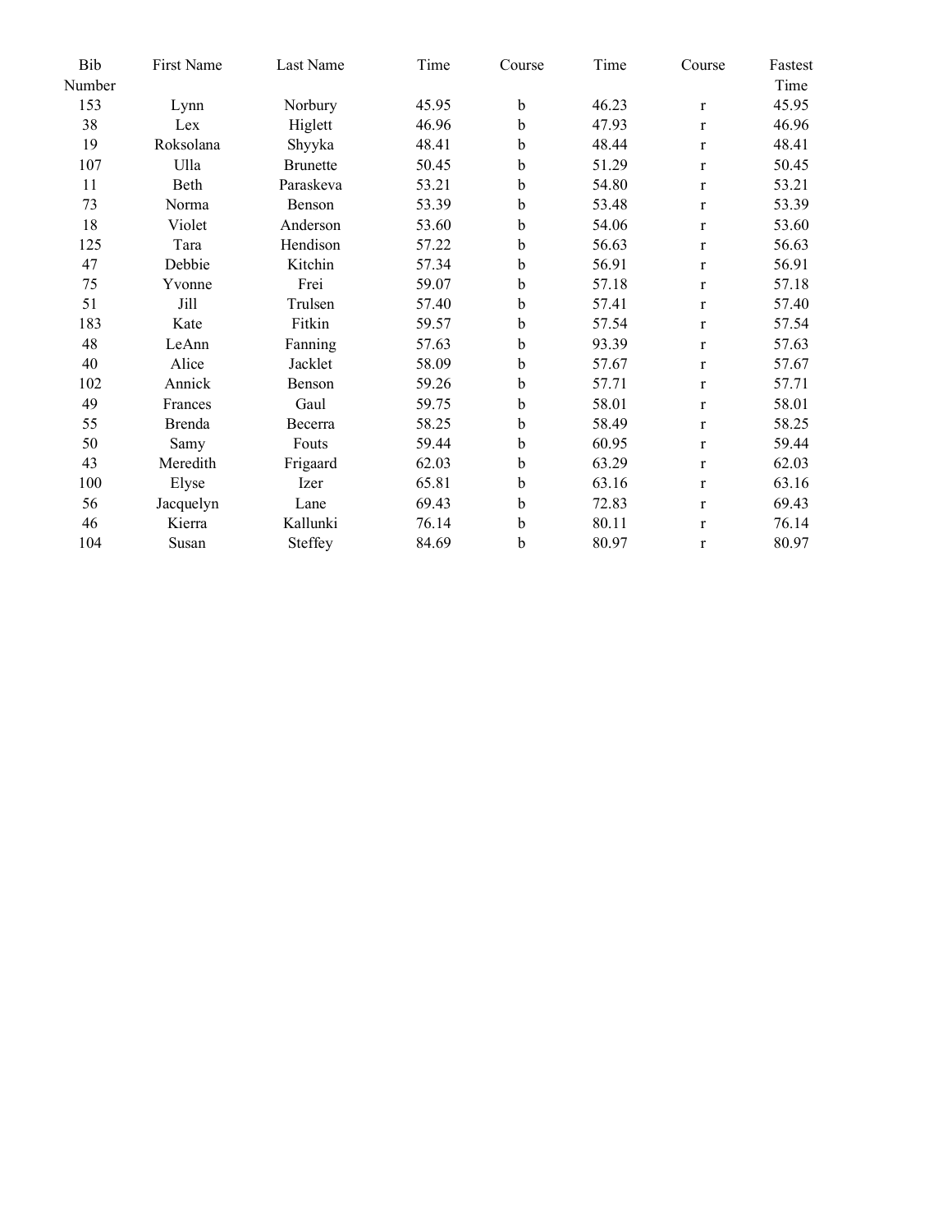| Bib Number | First Name | Last Name | Time | Course | Time | Course | Fastest Time |
|---|---|---|---|---|---|---|---|
| 153 | Lynn | Norbury | 45.95 | b | 46.23 | r | 45.95 |
| 38 | Lex | Higlett | 46.96 | b | 47.93 | r | 46.96 |
| 19 | Roksolana | Shyyka | 48.41 | b | 48.44 | r | 48.41 |
| 107 | Ulla | Brunette | 50.45 | b | 51.29 | r | 50.45 |
| 11 | Beth | Paraskeva | 53.21 | b | 54.80 | r | 53.21 |
| 73 | Norma | Benson | 53.39 | b | 53.48 | r | 53.39 |
| 18 | Violet | Anderson | 53.60 | b | 54.06 | r | 53.60 |
| 125 | Tara | Hendison | 57.22 | b | 56.63 | r | 56.63 |
| 47 | Debbie | Kitchin | 57.34 | b | 56.91 | r | 56.91 |
| 75 | Yvonne | Frei | 59.07 | b | 57.18 | r | 57.18 |
| 51 | Jill | Trulsen | 57.40 | b | 57.41 | r | 57.40 |
| 183 | Kate | Fitkin | 59.57 | b | 57.54 | r | 57.54 |
| 48 | LeAnn | Fanning | 57.63 | b | 93.39 | r | 57.63 |
| 40 | Alice | Jacklet | 58.09 | b | 57.67 | r | 57.67 |
| 102 | Annick | Benson | 59.26 | b | 57.71 | r | 57.71 |
| 49 | Frances | Gaul | 59.75 | b | 58.01 | r | 58.01 |
| 55 | Brenda | Becerra | 58.25 | b | 58.49 | r | 58.25 |
| 50 | Samy | Fouts | 59.44 | b | 60.95 | r | 59.44 |
| 43 | Meredith | Frigaard | 62.03 | b | 63.29 | r | 62.03 |
| 100 | Elyse | Izer | 65.81 | b | 63.16 | r | 63.16 |
| 56 | Jacquelyn | Lane | 69.43 | b | 72.83 | r | 69.43 |
| 46 | Kierra | Kallunki | 76.14 | b | 80.11 | r | 76.14 |
| 104 | Susan | Steffey | 84.69 | b | 80.97 | r | 80.97 |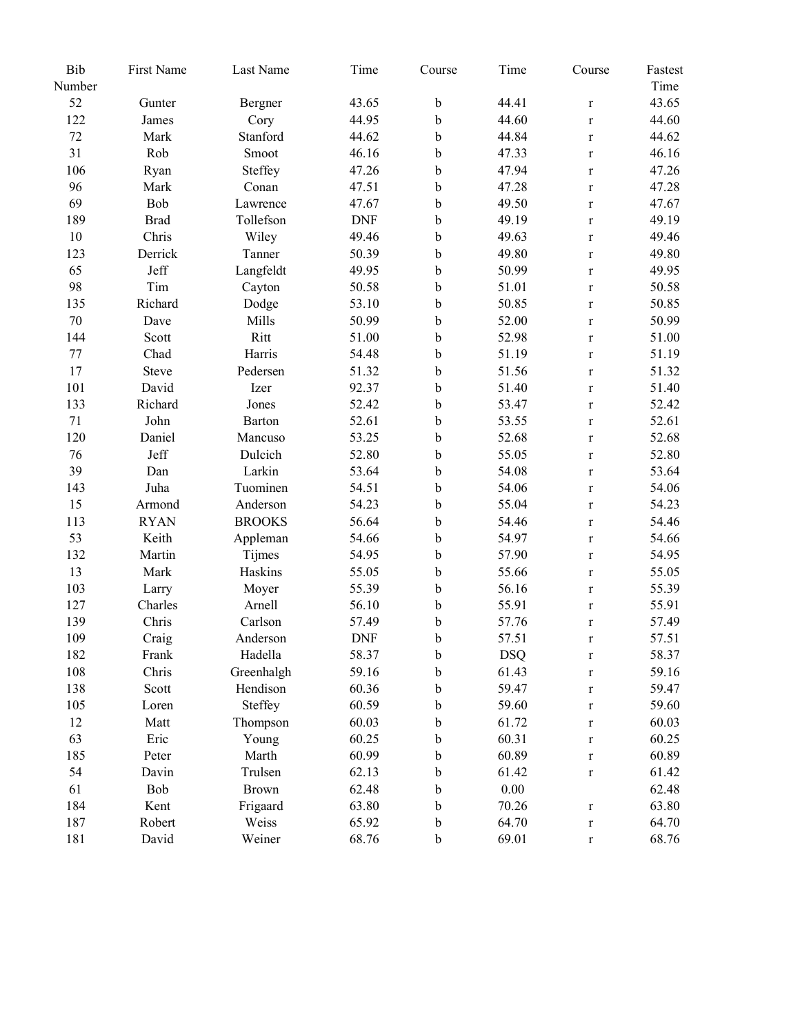| Bib Number | First Name | Last Name | Time | Course | Time | Course | Fastest Time |
|---|---|---|---|---|---|---|---|
| 52 | Gunter | Bergner | 43.65 | b | 44.41 | r | 43.65 |
| 122 | James | Cory | 44.95 | b | 44.60 | r | 44.60 |
| 72 | Mark | Stanford | 44.62 | b | 44.84 | r | 44.62 |
| 31 | Rob | Smoot | 46.16 | b | 47.33 | r | 46.16 |
| 106 | Ryan | Steffey | 47.26 | b | 47.94 | r | 47.26 |
| 96 | Mark | Conan | 47.51 | b | 47.28 | r | 47.28 |
| 69 | Bob | Lawrence | 47.67 | b | 49.50 | r | 47.67 |
| 189 | Brad | Tollefson | DNF | b | 49.19 | r | 49.19 |
| 10 | Chris | Wiley | 49.46 | b | 49.63 | r | 49.46 |
| 123 | Derrick | Tanner | 50.39 | b | 49.80 | r | 49.80 |
| 65 | Jeff | Langfeldt | 49.95 | b | 50.99 | r | 49.95 |
| 98 | Tim | Cayton | 50.58 | b | 51.01 | r | 50.58 |
| 135 | Richard | Dodge | 53.10 | b | 50.85 | r | 50.85 |
| 70 | Dave | Mills | 50.99 | b | 52.00 | r | 50.99 |
| 144 | Scott | Ritt | 51.00 | b | 52.98 | r | 51.00 |
| 77 | Chad | Harris | 54.48 | b | 51.19 | r | 51.19 |
| 17 | Steve | Pedersen | 51.32 | b | 51.56 | r | 51.32 |
| 101 | David | Izer | 92.37 | b | 51.40 | r | 51.40 |
| 133 | Richard | Jones | 52.42 | b | 53.47 | r | 52.42 |
| 71 | John | Barton | 52.61 | b | 53.55 | r | 52.61 |
| 120 | Daniel | Mancuso | 53.25 | b | 52.68 | r | 52.68 |
| 76 | Jeff | Dulcich | 52.80 | b | 55.05 | r | 52.80 |
| 39 | Dan | Larkin | 53.64 | b | 54.08 | r | 53.64 |
| 143 | Juha | Tuominen | 54.51 | b | 54.06 | r | 54.06 |
| 15 | Armond | Anderson | 54.23 | b | 55.04 | r | 54.23 |
| 113 | RYAN | BROOKS | 56.64 | b | 54.46 | r | 54.46 |
| 53 | Keith | Appleman | 54.66 | b | 54.97 | r | 54.66 |
| 132 | Martin | Tijmes | 54.95 | b | 57.90 | r | 54.95 |
| 13 | Mark | Haskins | 55.05 | b | 55.66 | r | 55.05 |
| 103 | Larry | Moyer | 55.39 | b | 56.16 | r | 55.39 |
| 127 | Charles | Arnell | 56.10 | b | 55.91 | r | 55.91 |
| 139 | Chris | Carlson | 57.49 | b | 57.76 | r | 57.49 |
| 109 | Craig | Anderson | DNF | b | 57.51 | r | 57.51 |
| 182 | Frank | Hadella | 58.37 | b | DSQ | r | 58.37 |
| 108 | Chris | Greenhalgh | 59.16 | b | 61.43 | r | 59.16 |
| 138 | Scott | Hendison | 60.36 | b | 59.47 | r | 59.47 |
| 105 | Loren | Steffey | 60.59 | b | 59.60 | r | 59.60 |
| 12 | Matt | Thompson | 60.03 | b | 61.72 | r | 60.03 |
| 63 | Eric | Young | 60.25 | b | 60.31 | r | 60.25 |
| 185 | Peter | Marth | 60.99 | b | 60.89 | r | 60.89 |
| 54 | Davin | Trulsen | 62.13 | b | 61.42 | r | 61.42 |
| 61 | Bob | Brown | 62.48 | b | 0.00 | | 62.48 |
| 184 | Kent | Frigaard | 63.80 | b | 70.26 | r | 63.80 |
| 187 | Robert | Weiss | 65.92 | b | 64.70 | r | 64.70 |
| 181 | David | Weiner | 68.76 | b | 69.01 | r | 68.76 |